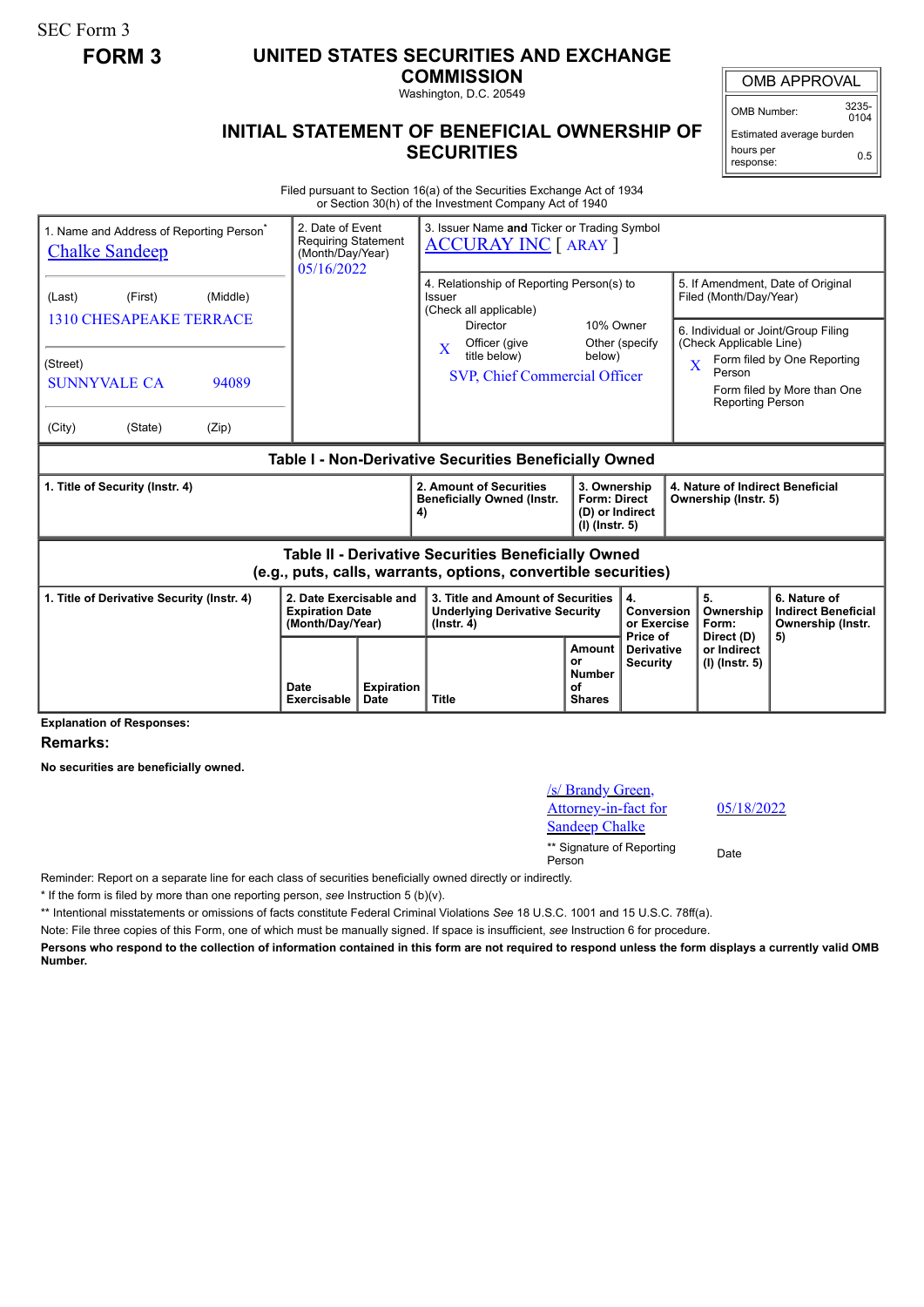SEC Form 3

**FORM 3**

# UNITED STATES SECURITIES AND EXCHANGE COMMISSION

Washington, D.C. 20549

## INITIAL STATEMENT OF BENEFICIAL OWNERSHIP OF SECURITIES

| OMB APPROVAL | |
|---|---|
| OMB Number: | 3235-0104 |
| Estimated average burden hours per response: | 0.5 |

Filed pursuant to Section 16(a) of the Securities Exchange Act of 1934 or Section 30(h) of the Investment Company Act of 1940

| 1. Name and Address of Reporting Person* | 2. Date of Event Requiring Statement (Month/Day/Year) | 3. Issuer Name **and** Ticker or Trading Symbol |
|---|---|---|
| Chalke Sandeep | 05/16/2022 | ACCURAY INC [ ARAY ] |
| (Last) (First) (Middle) 1310 CHESAPEAKE TERRACE | | 4. Relationship of Reporting Person(s) to Issuer (Check all applicable) Director / 10% Owner / X Officer (give title below) / Other (specify below) — SVP, Chief Commercial Officer |
| (Street) SUNNYVALE CA 94089 | | 5. If Amendment, Date of Original Filed (Month/Day/Year) |
| (City) (State) (Zip) | | 6. Individual or Joint/Group Filing (Check Applicable Line) X Form filed by One Reporting Person / Form filed by More than One Reporting Person |

### Table I - Non-Derivative Securities Beneficially Owned

| 1. Title of Security (Instr. 4) | 2. Amount of Securities Beneficially Owned (Instr. 4) | 3. Ownership Form: Direct (D) or Indirect (I) (Instr. 5) | 4. Nature of Indirect Beneficial Ownership (Instr. 5) |
|---|---|---|---|

### Table II - Derivative Securities Beneficially Owned (e.g., puts, calls, warrants, options, convertible securities)

| 1. Title of Derivative Security (Instr. 4) | 2. Date Exercisable and Expiration Date (Month/Day/Year) | | 3. Title and Amount of Securities Underlying Derivative Security (Instr. 4) | | 4. Conversion or Exercise Price of Derivative Security | 5. Ownership Form: Direct (D) or Indirect (I) (Instr. 5) | 6. Nature of Indirect Beneficial Ownership (Instr. 5) |
|---|---|---|---|---|---|---|---|
| | Date Exercisable | Expiration Date | Title | Amount or Number of Shares | | | |

**Explanation of Responses:**

**Remarks:**

**No securities are beneficially owned.**

| /s/ Brandy Green, Attorney-in-fact for Sandeep Chalke | 05/18/2022 |
|---|---|
| ** Signature of Reporting Person | Date |

Reminder: Report on a separate line for each class of securities beneficially owned directly or indirectly.

* If the form is filed by more than one reporting person, *see* Instruction 5 (b)(v).

** Intentional misstatements or omissions of facts constitute Federal Criminal Violations *See* 18 U.S.C. 1001 and 15 U.S.C. 78ff(a).

Note: File three copies of this Form, one of which must be manually signed. If space is insufficient, *see* Instruction 6 for procedure.

**Persons who respond to the collection of information contained in this form are not required to respond unless the form displays a currently valid OMB Number.**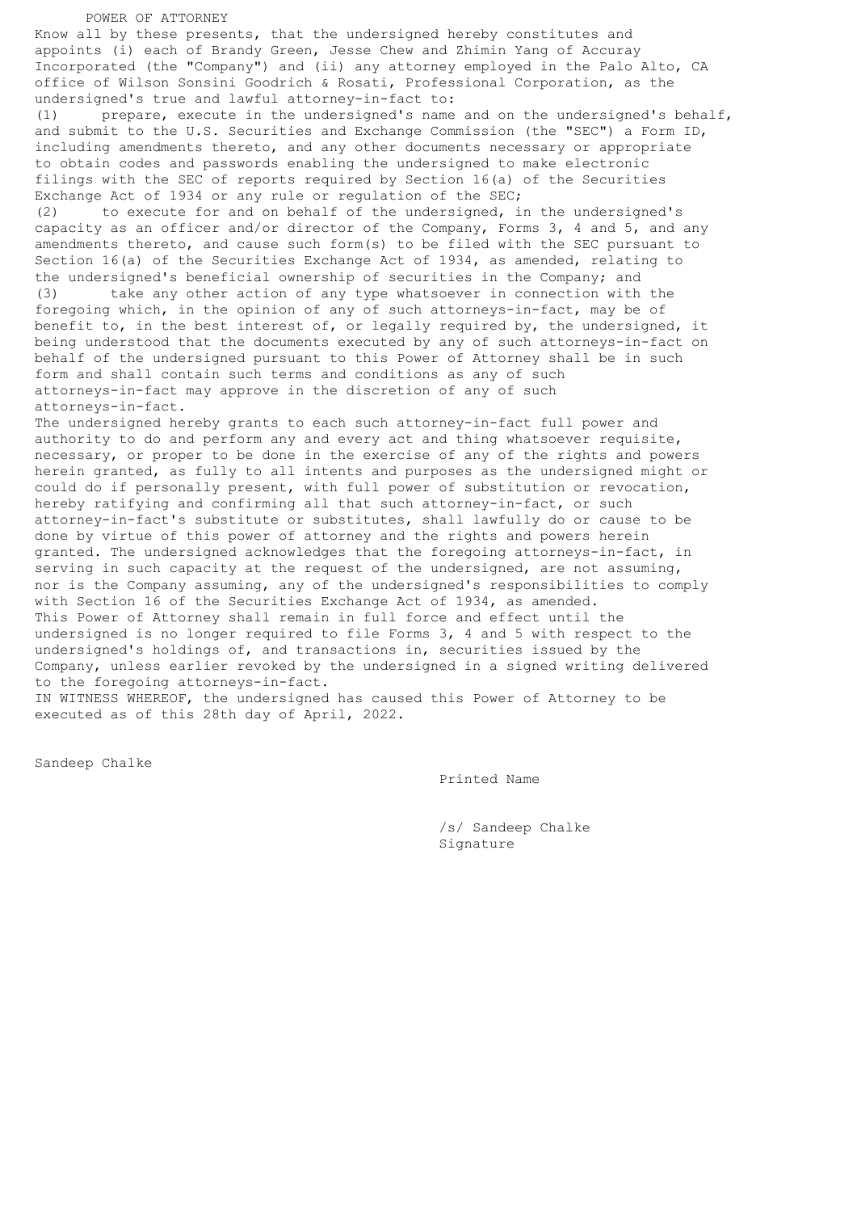# POWER OF ATTORNEY

Know all by these presents, that the undersigned hereby constitutes and appoints (i) each of Brandy Green, Jesse Chew and Zhimin Yang of Accuray Incorporated (the "Company") and (ii) any attorney employed in the Palo Alto, CA office of Wilson Sonsini Goodrich & Rosati, Professional Corporation, as the undersigned's true and lawful attorney-in-fact to:

(1) prepare, execute in the undersigned's name and on the undersigned's behalf, and submit to the U.S. Securities and Exchange Commission (the "SEC") a Form ID, including amendments thereto, and any other documents necessary or appropriate to obtain codes and passwords enabling the undersigned to make electronic filings with the SEC of reports required by Section 16(a) of the Securities Exchange Act of 1934 or any rule or regulation of the SEC;

(2) to execute for and on behalf of the undersigned, in the undersigned's capacity as an officer and/or director of the Company, Forms 3, 4 and 5, and any amendments thereto, and cause such form(s) to be filed with the SEC pursuant to Section 16(a) of the Securities Exchange Act of 1934, as amended, relating to the undersigned's beneficial ownership of securities in the Company; and

(3) take any other action of any type whatsoever in connection with the foregoing which, in the opinion of any of such attorneys-in-fact, may be of benefit to, in the best interest of, or legally required by, the undersigned, it being understood that the documents executed by any of such attorneys-in-fact on behalf of the undersigned pursuant to this Power of Attorney shall be in such form and shall contain such terms and conditions as any of such attorneys-in-fact may approve in the discretion of any of such attorneys-in-fact.

The undersigned hereby grants to each such attorney-in-fact full power and authority to do and perform any and every act and thing whatsoever requisite, necessary, or proper to be done in the exercise of any of the rights and powers herein granted, as fully to all intents and purposes as the undersigned might or could do if personally present, with full power of substitution or revocation, hereby ratifying and confirming all that such attorney-in-fact, or such attorney-in-fact's substitute or substitutes, shall lawfully do or cause to be done by virtue of this power of attorney and the rights and powers herein granted. The undersigned acknowledges that the foregoing attorneys-in-fact, in serving in such capacity at the request of the undersigned, are not assuming, nor is the Company assuming, any of the undersigned's responsibilities to comply with Section 16 of the Securities Exchange Act of 1934, as amended.

This Power of Attorney shall remain in full force and effect until the undersigned is no longer required to file Forms 3, 4 and 5 with respect to the undersigned's holdings of, and transactions in, securities issued by the Company, unless earlier revoked by the undersigned in a signed writing delivered to the foregoing attorneys-in-fact.

IN WITNESS WHEREOF, the undersigned has caused this Power of Attorney to be executed as of this 28th day of April, 2022.

Sandeep Chalke

Printed Name

/s/ Sandeep Chalke

Signature